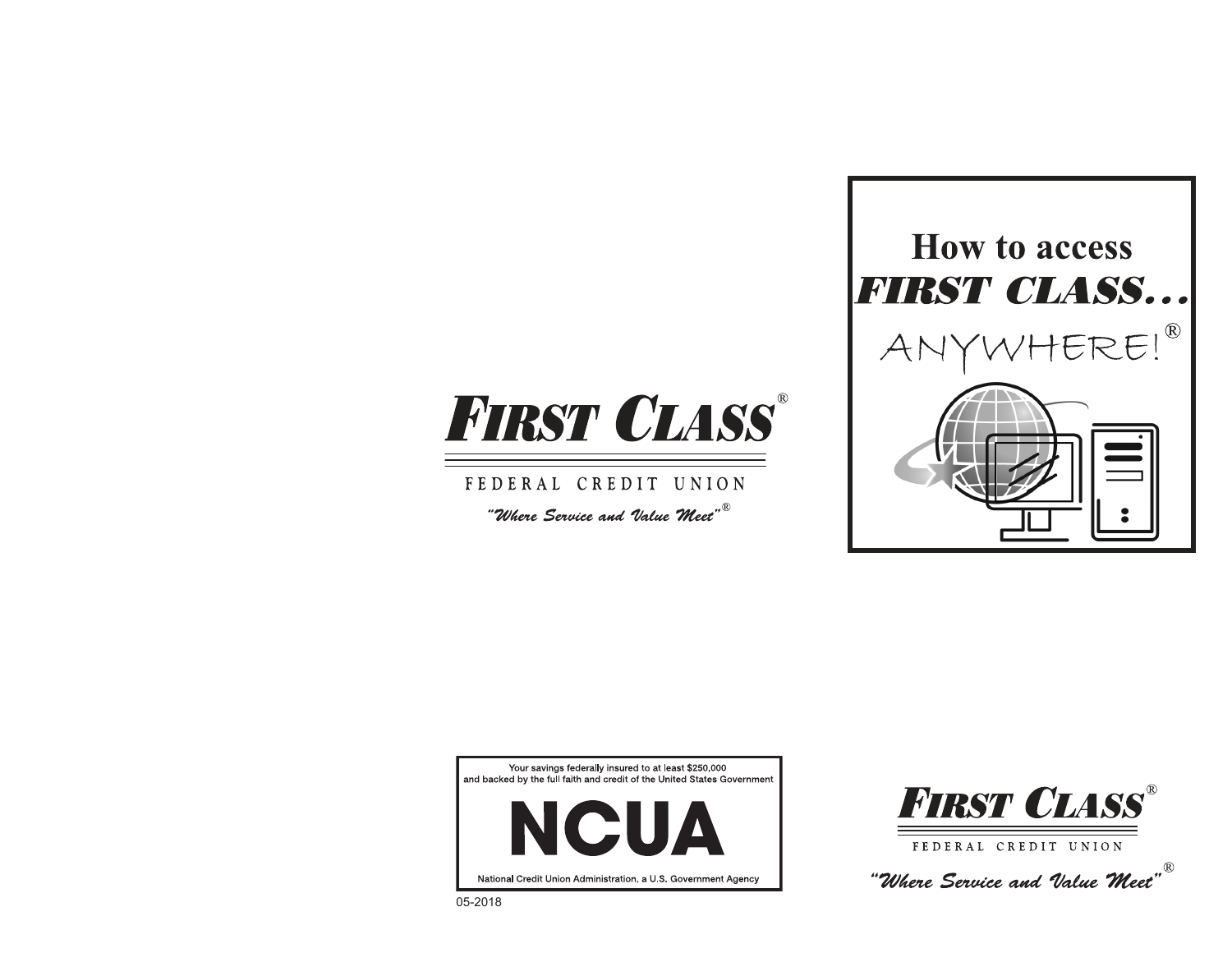# How to access FIRST CLASS... ANYWHERE!®

**FIRST CLASS®**

FEDERAL CREDIT UNION

*"Where Service and Value Meet"®*

Your savings federally insured to at least $250,000
and backed by the full faith and credit of the United States Government

**NCUA**

National Credit Union Administration, a U.S. Government Agency

05-2018

**FIRST CLASS®**

FEDERAL CREDIT UNION

*"Where Service and Value Meet"®*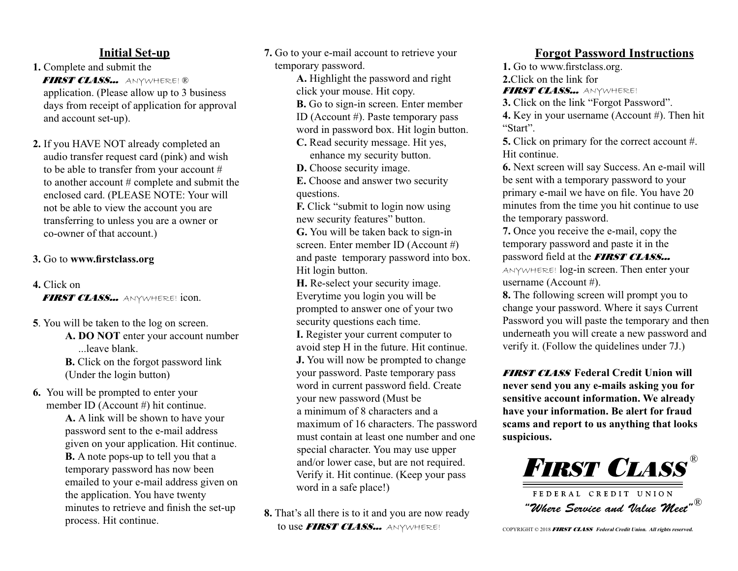## Initial Set-up

**1.** Complete and submit the ***FIRST CLASS...*** ANYWHERE! ® application. (Please allow up to 3 business days from receipt of application for approval and account set-up).

**2.** If you HAVE NOT already completed an audio transfer request card (pink) and wish to be able to transfer from your account # to another account # complete and submit the enclosed card. (PLEASE NOTE: Your will not be able to view the account you are transferring to unless you are a owner or co-owner of that account.)

**3.** Go to **www.firstclass.org**

**4.** Click on ***FIRST CLASS...*** ANYWHERE! icon.

**5**. You will be taken to the log on screen.

**A. DO NOT** enter your account number ...leave blank.

**B.** Click on the forgot password link (Under the login button)

**6.** You will be prompted to enter your member ID (Account #) hit continue.

**A.** A link will be shown to have your password sent to the e-mail address given on your application. Hit continue.

**B.** A note pops-up to tell you that a temporary password has now been emailed to your e-mail address given on the application. You have twenty minutes to retrieve and finish the set-up process. Hit continue.

**7.** Go to your e-mail account to retrieve your temporary password.

**A.** Highlight the password and right click your mouse. Hit copy.

**B.** Go to sign-in screen. Enter member ID (Account #). Paste temporary pass word in password box. Hit login button.

**C.** Read security message. Hit yes, enhance my security button.

**D.** Choose security image.

**E.** Choose and answer two security questions.

**F.** Click "submit to login now using new security features" button.

**G.** You will be taken back to sign-in screen. Enter member ID (Account #) and paste temporary password into box. Hit login button.

**H.** Re-select your security image. Everytime you login you will be prompted to answer one of your two security questions each time.

**I.** Register your current computer to avoid step H in the future. Hit continue.

**J.** You will now be prompted to change your password. Paste temporary pass word in current password field. Create your new password (Must be a minimum of 8 characters and a maximum of 16 characters. The password must contain at least one number and one special character. You may use upper and/or lower case, but are not required. Verify it. Hit continue. (Keep your pass word in a safe place!)

**8.** That's all there is to it and you are now ready to use ***FIRST CLASS...*** ANYWHERE!

## Forgot Password Instructions

**1.** Go to www.firstclass.org.

**2.**Click on the link for ***FIRST CLASS...*** ANYWHERE!

**3.** Click on the link "Forgot Password".

**4.** Key in your username (Account #). Then hit "Start".

**5.** Click on primary for the correct account #. Hit continue.

**6.** Next screen will say Success. An e-mail will be sent with a temporary password to your primary e-mail we have on file. You have 20 minutes from the time you hit continue to use the temporary password.

**7.** Once you receive the e-mail, copy the temporary password and paste it in the password field at the ***FIRST CLASS...*** ANYWHERE! log-in screen. Then enter your username (Account #).

**8.** The following screen will prompt you to change your password. Where it says Current Password you will paste the temporary and then underneath you will create a new password and verify it. (Follow the quidelines under 7J.)

***FIRST CLASS*** **Federal Credit Union will never send you any e-mails asking you for sensitive account information. We already have your information. Be alert for fraud scams and report to us anything that looks suspicious.**

FIRST CLASS®
FEDERAL CREDIT UNION
*"Where Service and Value Meet"*®

COPYRIGHT © 2018 ***FIRST CLASS*** *Federal Credit Union. All rights reserved.*